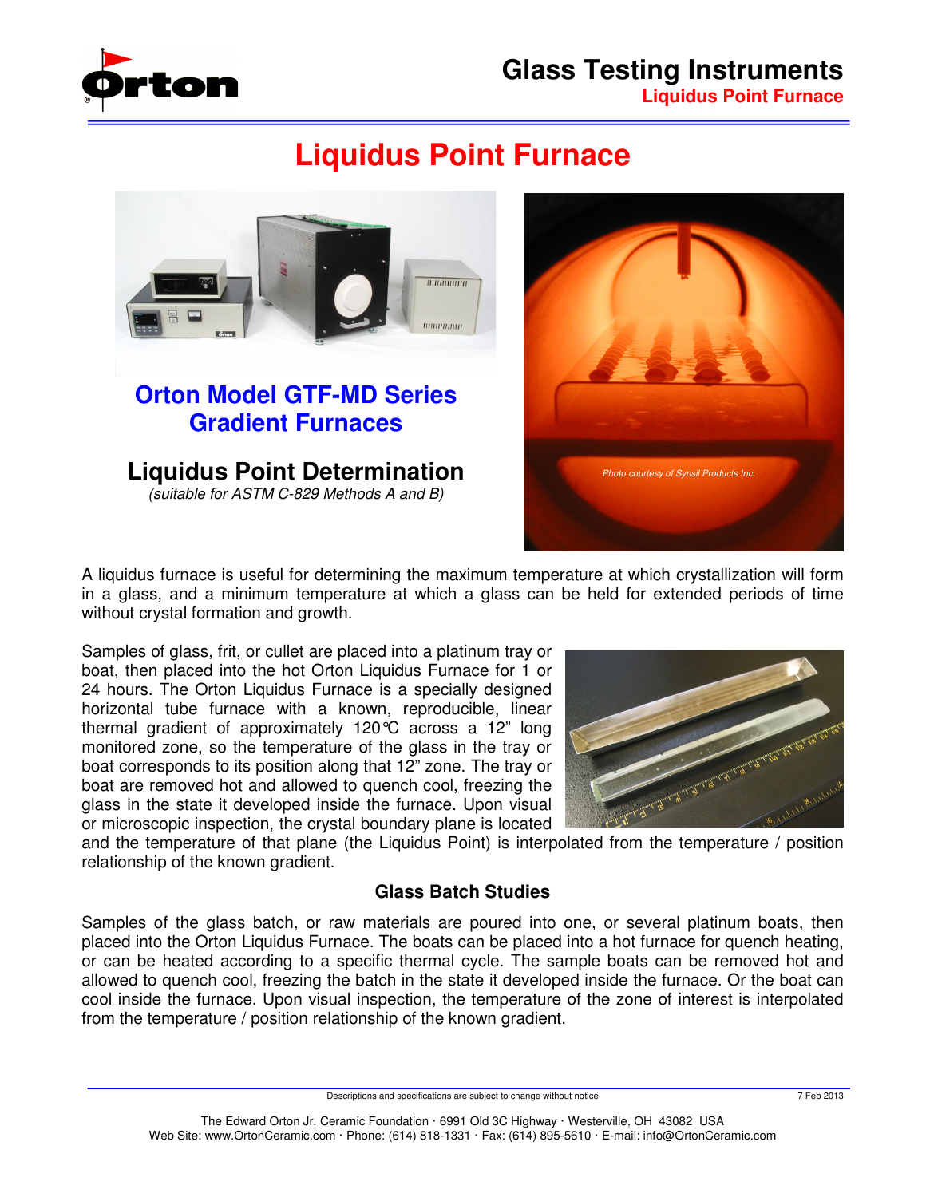# Liquidus Point Furnace

## Orton Model GTF-MD Series Gradient Furnaces

## Liquidus Point Determination

*(suitable for ASTM C-829 Methods A and B)*

*Photo courtesy of Synsil Products Inc.*

A liquidus furnace is useful for determining the maximum temperature at which crystallization will form in a glass, and a minimum temperature at which a glass can be held for extended periods of time without crystal formation and growth.

Samples of glass, frit, or cullet are placed into a platinum tray or boat, then placed into the hot Orton Liquidus Furnace for 1 or 24 hours. The Orton Liquidus Furnace is a specially designed horizontal tube furnace with a known, reproducible, linear thermal gradient of approximately 120℃ across a 12" long monitored zone, so the temperature of the glass in the tray or boat corresponds to its position along that 12" zone. The tray or boat are removed hot and allowed to quench cool, freezing the glass in the state it developed inside the furnace. Upon visual or microscopic inspection, the crystal boundary plane is located and the temperature of that plane (the Liquidus Point) is interpolated from the temperature / position relationship of the known gradient.

### Glass Batch Studies

Samples of the glass batch, or raw materials are poured into one, or several platinum boats, then placed into the Orton Liquidus Furnace. The boats can be placed into a hot furnace for quench heating, or can be heated according to a specific thermal cycle. The sample boats can be removed hot and allowed to quench cool, freezing the batch in the state it developed inside the furnace. Or the boat can cool inside the furnace. Upon visual inspection, the temperature of the zone of interest is interpolated from the temperature / position relationship of the known gradient.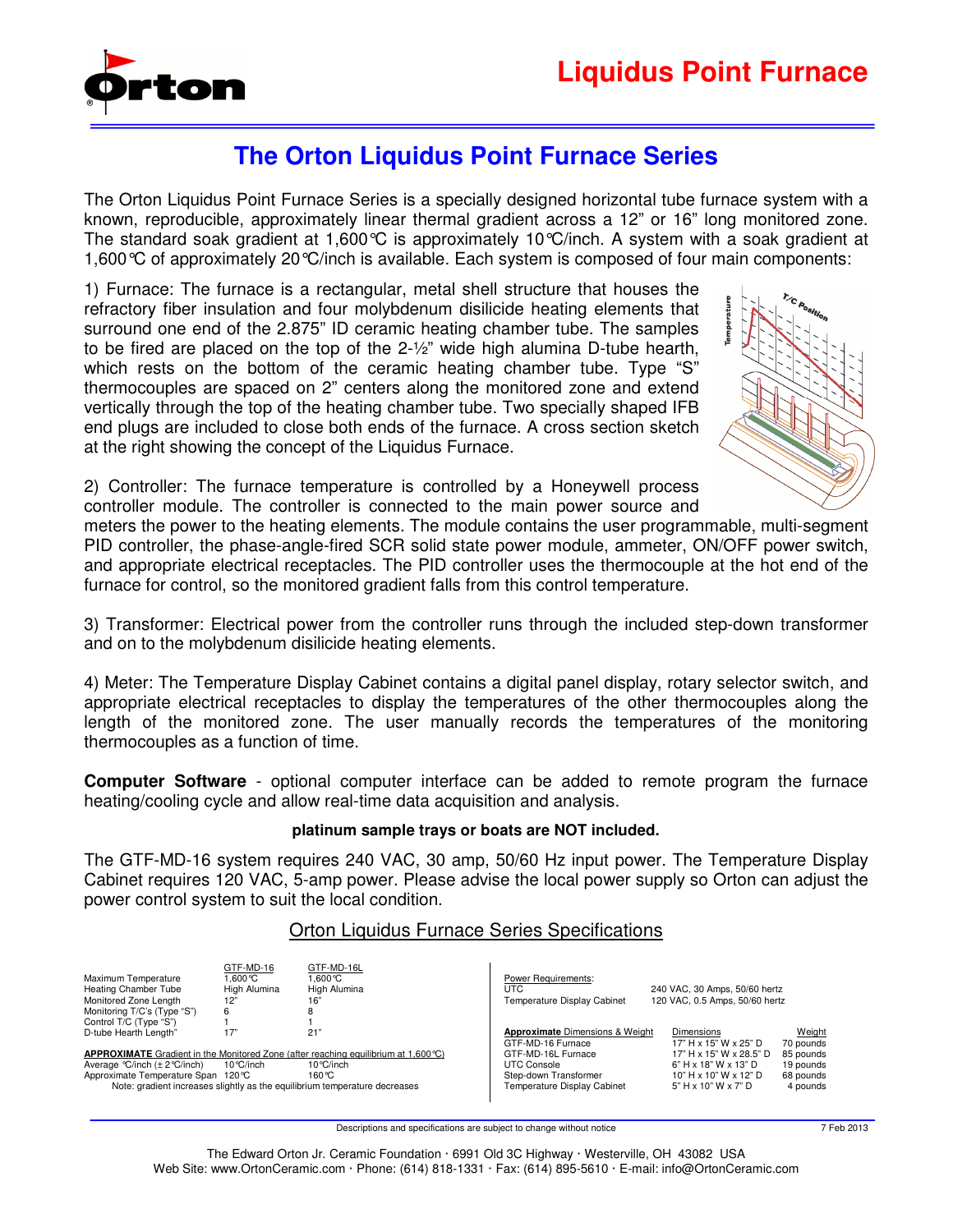# Liquidus Point Furnace

## The Orton Liquidus Point Furnace Series

The Orton Liquidus Point Furnace Series is a specially designed horizontal tube furnace system with a known, reproducible, approximately linear thermal gradient across a 12" or 16" long monitored zone. The standard soak gradient at 1,600°C is approximately 10°C/inch. A system with a soak gradient at 1,600°C of approximately 20°C/inch is available. Each system is composed of four main components:

1) Furnace: The furnace is a rectangular, metal shell structure that houses the refractory fiber insulation and four molybdenum disilicide heating elements that surround one end of the 2.875" ID ceramic heating chamber tube. The samples to be fired are placed on the top of the 2-½" wide high alumina D-tube hearth, which rests on the bottom of the ceramic heating chamber tube. Type "S" thermocouples are spaced on 2" centers along the monitored zone and extend vertically through the top of the heating chamber tube. Two specially shaped IFB end plugs are included to close both ends of the furnace. A cross section sketch at the right showing the concept of the Liquidus Furnace.

Temperature

T/C Position

2) Controller: The furnace temperature is controlled by a Honeywell process controller module. The controller is connected to the main power source and meters the power to the heating elements. The module contains the user programmable, multi-segment PID controller, the phase-angle-fired SCR solid state power module, ammeter, ON/OFF power switch, and appropriate electrical receptacles. The PID controller uses the thermocouple at the hot end of the furnace for control, so the monitored gradient falls from this control temperature.

3) Transformer: Electrical power from the controller runs through the included step-down transformer and on to the molybdenum disilicide heating elements.

4) Meter: The Temperature Display Cabinet contains a digital panel display, rotary selector switch, and appropriate electrical receptacles to display the temperatures of the other thermocouples along the length of the monitored zone. The user manually records the temperatures of the monitoring thermocouples as a function of time.

**Computer Software** - optional computer interface can be added to remote program the furnace heating/cooling cycle and allow real-time data acquisition and analysis.

**platinum sample trays or boats are NOT included.**

The GTF-MD-16 system requires 240 VAC, 30 amp, 50/60 Hz input power. The Temperature Display Cabinet requires 120 VAC, 5-amp power. Please advise the local power supply so Orton can adjust the power control system to suit the local condition.

### Orton Liquidus Furnace Series Specifications

| | GTF-MD-16 | GTF-MD-16L |
|---|---|---|
| Maximum Temperature | 1,600°C | 1,600°C |
| Heating Chamber Tube | High Alumina | High Alumina |
| Monitored Zone Length | 12" | 16" |
| Monitoring T/C's (Type "S") | 6 | 8 |
| Control T/C (Type "S") | 1 | 1 |
| D-tube Hearth Length" | 17" | 21" |

**APPROXIMATE** Gradient in the Monitored Zone (after reaching equilibrium at 1,600°C)

| | | |
|---|---|---|
| Average °C/inch (± 2°C/inch) | 10°C/inch | 10°C/inch |
| Approximate Temperature Span | 120°C | 160°C |

Note: gradient increases slightly as the equilibrium temperature decreases

| Power Requirements: | |
|---|---|
| UTC | 240 VAC, 30 Amps, 50/60 hertz |
| Temperature Display Cabinet | 120 VAC, 0.5 Amps, 50/60 hertz |

| **Approximate** Dimensions & Weight | Dimensions | Weight |
|---|---|---|
| GTF-MD-16 Furnace | 17" H x 15" W x 25" D | 70 pounds |
| GTF-MD-16L Furnace | 17" H x 15" W x 28.5" D | 85 pounds |
| UTC Console | 6" H x 18" W x 13" D | 19 pounds |
| Step-down Transformer | 10" H x 10" W x 12" D | 68 pounds |
| Temperature Display Cabinet | 5" H x 10" W x 7" D | 4 pounds |

Descriptions and specifications are subject to change without notice — 7 Feb 2013

The Edward Orton Jr. Ceramic Foundation · 6991 Old 3C Highway · Westerville, OH 43082 USA
Web Site: www.OrtonCeramic.com · Phone: (614) 818-1331 · Fax: (614) 895-5610 · E-mail: info@OrtonCeramic.com